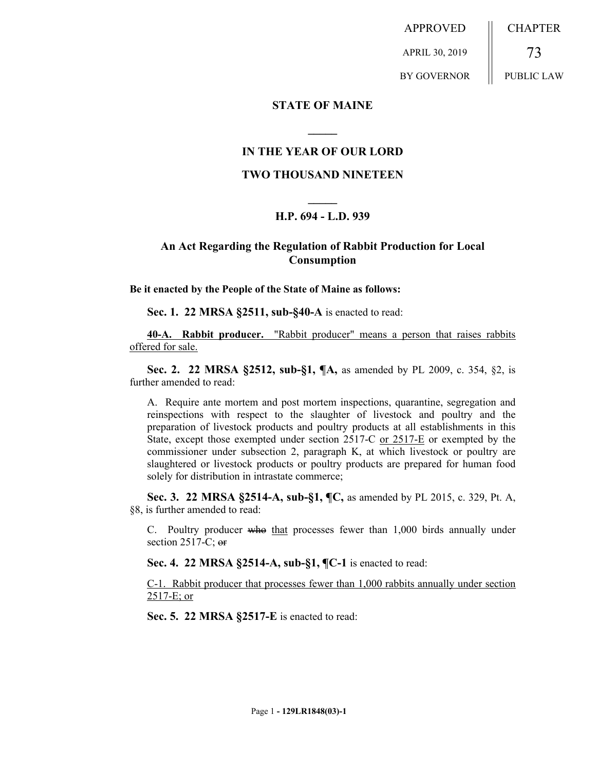APPROVED

APRIL 30, 2019

BY GOVERNOR

CHAPTER

73

PUBLIC LAW

**STATE OF MAINE**

**IN THE YEAR OF OUR LORD**

**TWO THOUSAND NINETEEN**

**H.P. 694 - L.D. 939**

## An Act Regarding the Regulation of Rabbit Production for Local Consumption

**Be it enacted by the People of the State of Maine as follows:**

**Sec. 1. 22 MRSA §2511, sub-§40-A** is enacted to read:

**40-A. Rabbit producer.** "Rabbit producer" means a person that raises rabbits offered for sale.

**Sec. 2. 22 MRSA §2512, sub-§1, ¶A,** as amended by PL 2009, c. 354, §2, is further amended to read:

A. Require ante mortem and post mortem inspections, quarantine, segregation and reinspections with respect to the slaughter of livestock and poultry and the preparation of livestock products and poultry products at all establishments in this State, except those exempted under section 2517-C or 2517-E or exempted by the commissioner under subsection 2, paragraph K, at which livestock or poultry are slaughtered or livestock products or poultry products are prepared for human food solely for distribution in intrastate commerce;

**Sec. 3. 22 MRSA §2514-A, sub-§1, ¶C,** as amended by PL 2015, c. 329, Pt. A, §8, is further amended to read:

C. Poultry producer ~~who~~ that processes fewer than 1,000 birds annually under section 2517-C; ~~or~~

**Sec. 4. 22 MRSA §2514-A, sub-§1, ¶C-1** is enacted to read:

C-1. Rabbit producer that processes fewer than 1,000 rabbits annually under section 2517-E; or

**Sec. 5. 22 MRSA §2517-E** is enacted to read: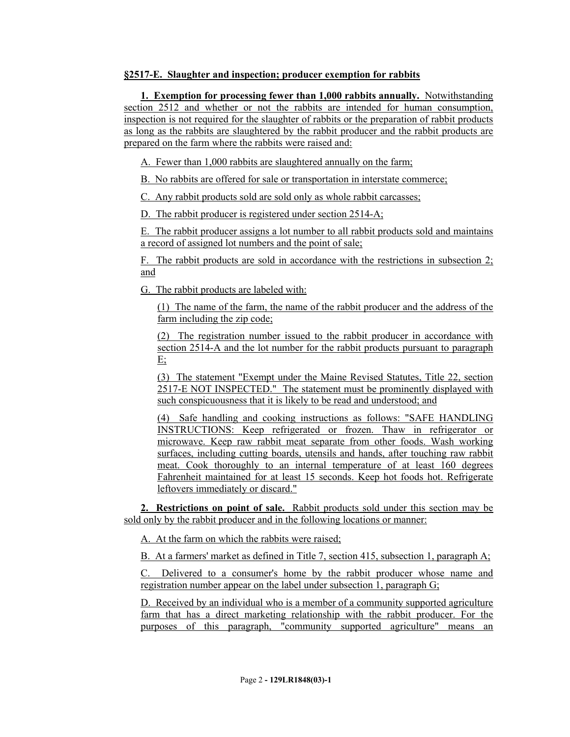**§2517-E. Slaughter and inspection; producer exemption for rabbits**

**1. Exemption for processing fewer than 1,000 rabbits annually.** Notwithstanding section 2512 and whether or not the rabbits are intended for human consumption, inspection is not required for the slaughter of rabbits or the preparation of rabbit products as long as the rabbits are slaughtered by the rabbit producer and the rabbit products are prepared on the farm where the rabbits were raised and:

A. Fewer than 1,000 rabbits are slaughtered annually on the farm;

B. No rabbits are offered for sale or transportation in interstate commerce;

C. Any rabbit products sold are sold only as whole rabbit carcasses;

D. The rabbit producer is registered under section 2514-A;

E. The rabbit producer assigns a lot number to all rabbit products sold and maintains a record of assigned lot numbers and the point of sale;

F. The rabbit products are sold in accordance with the restrictions in subsection 2; and

G. The rabbit products are labeled with:

(1) The name of the farm, the name of the rabbit producer and the address of the farm including the zip code;

(2) The registration number issued to the rabbit producer in accordance with section 2514-A and the lot number for the rabbit products pursuant to paragraph E;

(3) The statement "Exempt under the Maine Revised Statutes, Title 22, section 2517-E NOT INSPECTED." The statement must be prominently displayed with such conspicuousness that it is likely to be read and understood; and

(4) Safe handling and cooking instructions as follows: "SAFE HANDLING INSTRUCTIONS: Keep refrigerated or frozen. Thaw in refrigerator or microwave. Keep raw rabbit meat separate from other foods. Wash working surfaces, including cutting boards, utensils and hands, after touching raw rabbit meat. Cook thoroughly to an internal temperature of at least 160 degrees Fahrenheit maintained for at least 15 seconds. Keep hot foods hot. Refrigerate leftovers immediately or discard."

**2. Restrictions on point of sale.** Rabbit products sold under this section may be sold only by the rabbit producer and in the following locations or manner:

A. At the farm on which the rabbits were raised;

B. At a farmers' market as defined in Title 7, section 415, subsection 1, paragraph A;

C. Delivered to a consumer's home by the rabbit producer whose name and registration number appear on the label under subsection 1, paragraph G;

D. Received by an individual who is a member of a community supported agriculture farm that has a direct marketing relationship with the rabbit producer. For the purposes of this paragraph, "community supported agriculture" means an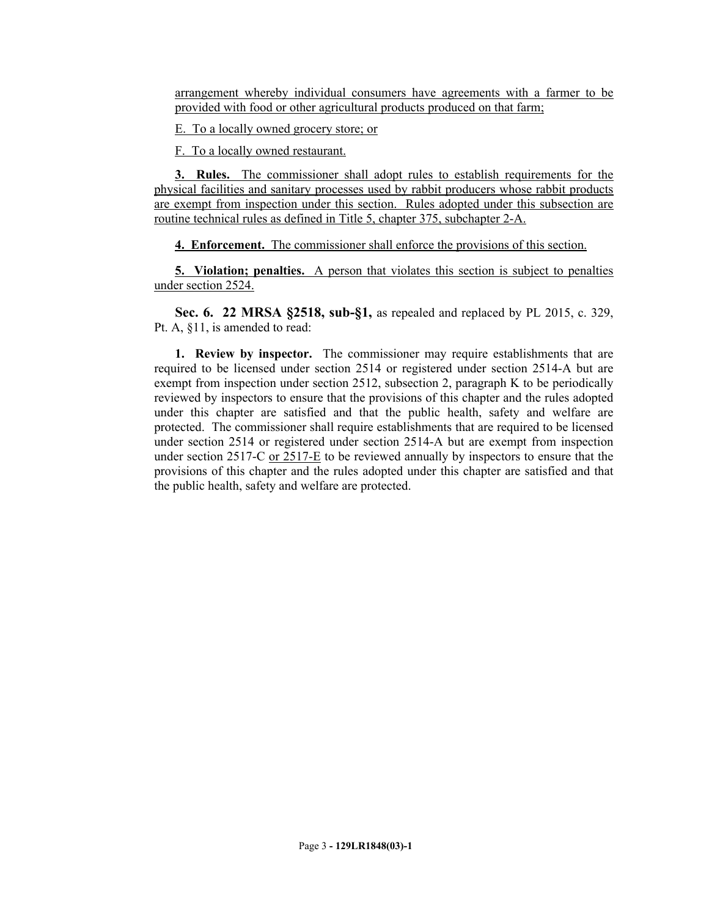arrangement whereby individual consumers have agreements with a farmer to be provided with food or other agricultural products produced on that farm;

E. To a locally owned grocery store; or

F. To a locally owned restaurant.

**3. Rules.** The commissioner shall adopt rules to establish requirements for the physical facilities and sanitary processes used by rabbit producers whose rabbit products are exempt from inspection under this section. Rules adopted under this subsection are routine technical rules as defined in Title 5, chapter 375, subchapter 2-A.

**4. Enforcement.** The commissioner shall enforce the provisions of this section.

**5. Violation; penalties.** A person that violates this section is subject to penalties under section 2524.

**Sec. 6. 22 MRSA §2518, sub-§1,** as repealed and replaced by PL 2015, c. 329, Pt. A, §11, is amended to read:

**1. Review by inspector.** The commissioner may require establishments that are required to be licensed under section 2514 or registered under section 2514-A but are exempt from inspection under section 2512, subsection 2, paragraph K to be periodically reviewed by inspectors to ensure that the provisions of this chapter and the rules adopted under this chapter are satisfied and that the public health, safety and welfare are protected. The commissioner shall require establishments that are required to be licensed under section 2514 or registered under section 2514-A but are exempt from inspection under section 2517-C or 2517-E to be reviewed annually by inspectors to ensure that the provisions of this chapter and the rules adopted under this chapter are satisfied and that the public health, safety and welfare are protected.